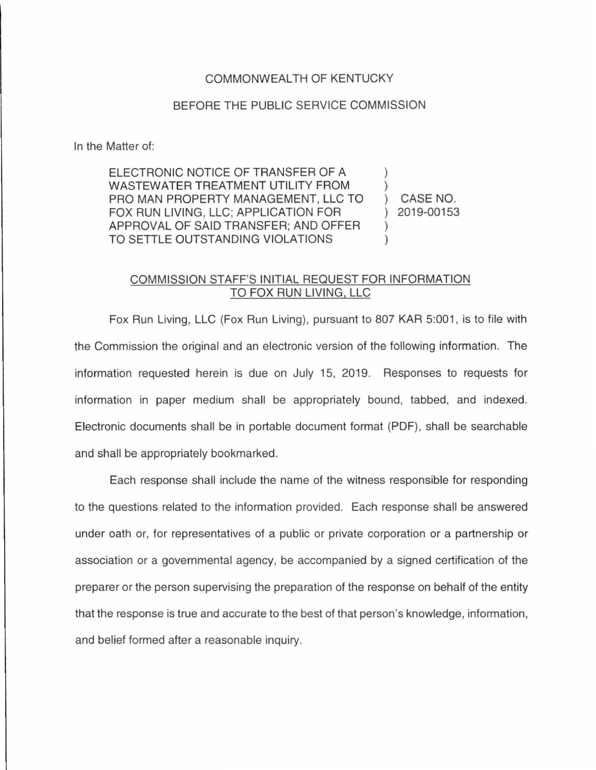COMMONWEALTH OF KENTUCKY

BEFORE THE PUBLIC SERVICE COMMISSION

In the Matter of:

| | | |
|---|---|---|
| ELECTRONIC NOTICE OF TRANSFER OF A WASTEWATER TREATMENT UTILITY FROM PRO MAN PROPERTY MANAGEMENT, LLC TO FOX RUN LIVING, LLC; APPLICATION FOR APPROVAL OF SAID TRANSFER; AND OFFER TO SETTLE OUTSTANDING VIOLATIONS | ) | CASE NO. 2019-00153 |

COMMISSION STAFF'S INITIAL REQUEST FOR INFORMATION TO FOX RUN LIVING, LLC

Fox Run Living, LLC (Fox Run Living), pursuant to 807 KAR 5:001, is to file with the Commission the original and an electronic version of the following information. The information requested herein is due on July 15, 2019. Responses to requests for information in paper medium shall be appropriately bound, tabbed, and indexed. Electronic documents shall be in portable document format (PDF), shall be searchable and shall be appropriately bookmarked.

Each response shall include the name of the witness responsible for responding to the questions related to the information provided. Each response shall be answered under oath or, for representatives of a public or private corporation or a partnership or association or a governmental agency, be accompanied by a signed certification of the preparer or the person supervising the preparation of the response on behalf of the entity that the response is true and accurate to the best of that person's knowledge, information, and belief formed after a reasonable inquiry.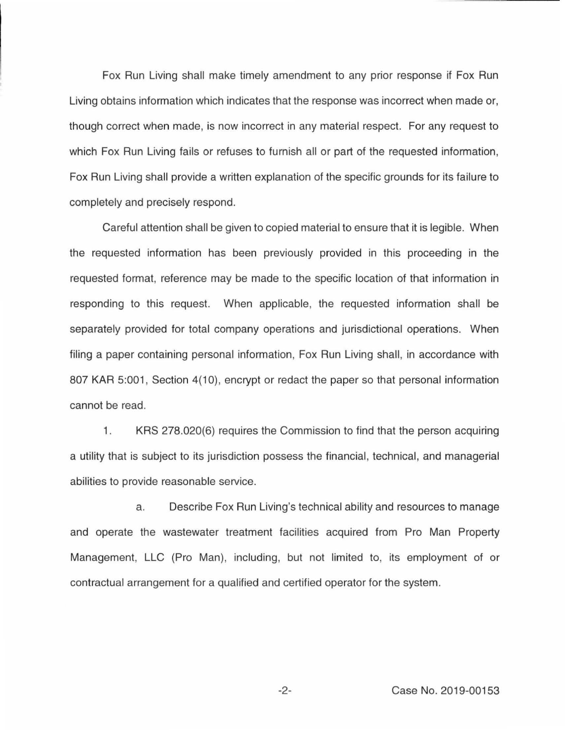Fox Run Living shall make timely amendment to any prior response if Fox Run Living obtains information which indicates that the response was incorrect when made or, though correct when made, is now incorrect in any material respect. For any request to which Fox Run Living fails or refuses to furnish all or part of the requested information, Fox Run Living shall provide a written explanation of the specific grounds for its failure to completely and precisely respond.

Careful attention shall be given to copied material to ensure that it is legible. When the requested information has been previously provided in this proceeding in the requested format, reference may be made to the specific location of that information in responding to this request. When applicable, the requested information shall be separately provided for total company operations and jurisdictional operations. When filing a paper containing personal information, Fox Run Living shall, in accordance with 807 KAR 5:001, Section 4(10), encrypt or redact the paper so that personal information cannot be read.

1. KRS 278.020(6) requires the Commission to find that the person acquiring a utility that is subject to its jurisdiction possess the financial, technical, and managerial abilities to provide reasonable service.

   a. Describe Fox Run Living's technical ability and resources to manage and operate the wastewater treatment facilities acquired from Pro Man Property Management, LLC (Pro Man), including, but not limited to, its employment of or contractual arrangement for a qualified and certified operator for the system.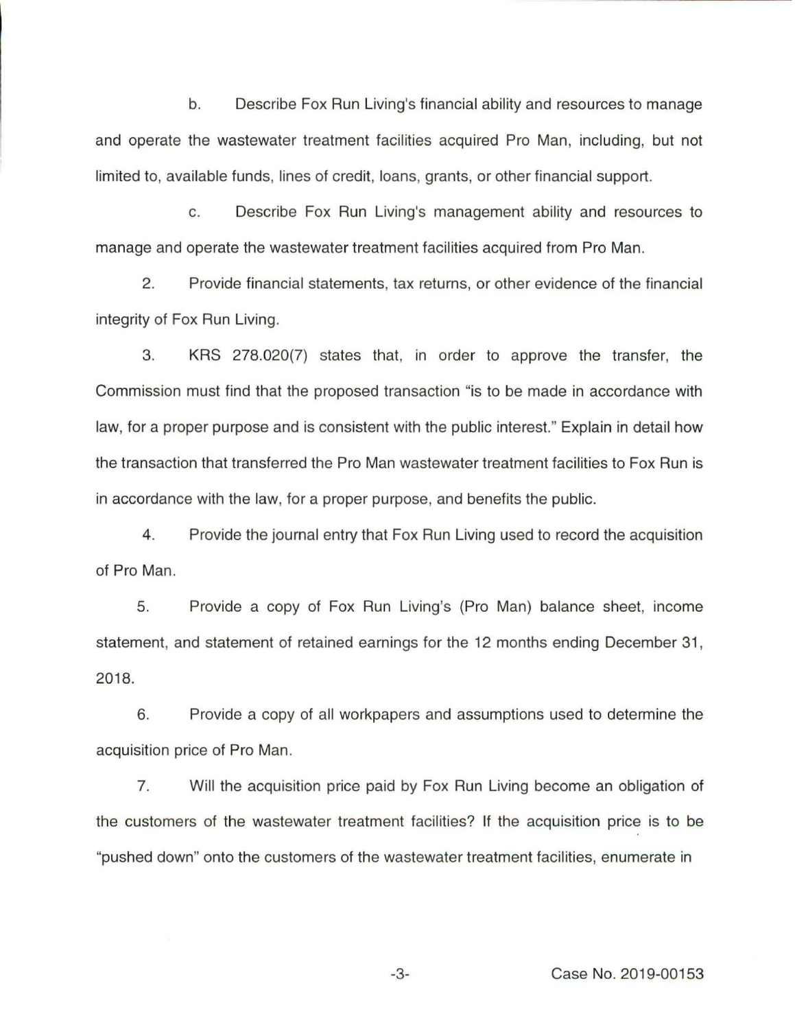b. Describe Fox Run Living's financial ability and resources to manage and operate the wastewater treatment facilities acquired Pro Man, including, but not limited to, available funds, lines of credit, loans, grants, or other financial support.

c. Describe Fox Run Living's management ability and resources to manage and operate the wastewater treatment facilities acquired from Pro Man.

2. Provide financial statements, tax returns, or other evidence of the financial integrity of Fox Run Living.

3. KRS 278.020(7) states that, in order to approve the transfer, the Commission must find that the proposed transaction "is to be made in accordance with law, for a proper purpose and is consistent with the public interest." Explain in detail how the transaction that transferred the Pro Man wastewater treatment facilities to Fox Run is in accordance with the law, for a proper purpose, and benefits the public.

4. Provide the journal entry that Fox Run Living used to record the acquisition of Pro Man.

5. Provide a copy of Fox Run Living's (Pro Man) balance sheet, income statement, and statement of retained earnings for the 12 months ending December 31, 2018.

6. Provide a copy of all workpapers and assumptions used to determine the acquisition price of Pro Man.

7. Will the acquisition price paid by Fox Run Living become an obligation of the customers of the wastewater treatment facilities? If the acquisition price is to be "pushed down" onto the customers of the wastewater treatment facilities, enumerate in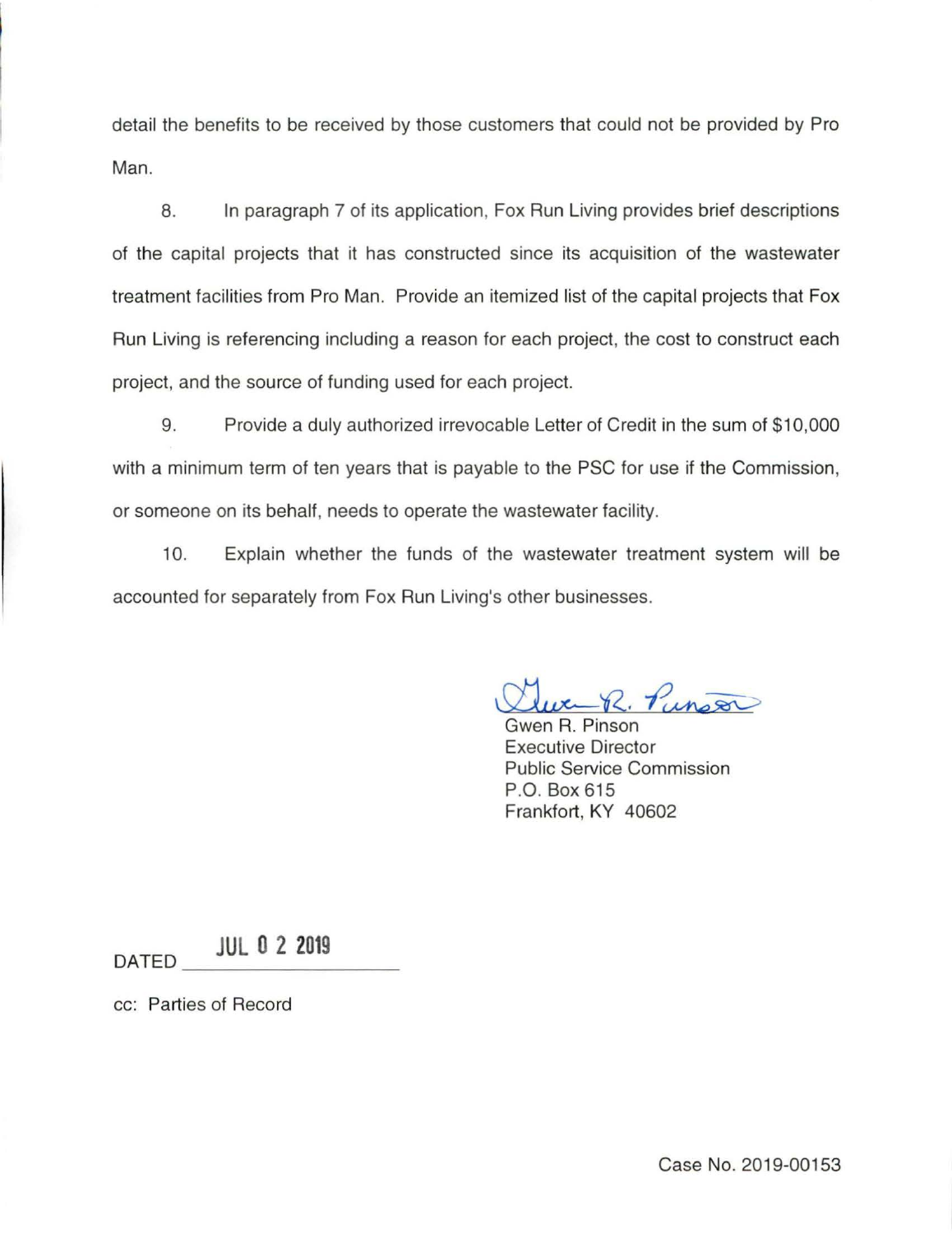detail the benefits to be received by those customers that could not be provided by Pro Man.

8. In paragraph 7 of its application, Fox Run Living provides brief descriptions of the capital projects that it has constructed since its acquisition of the wastewater treatment facilities from Pro Man. Provide an itemized list of the capital projects that Fox Run Living is referencing including a reason for each project, the cost to construct each project, and the source of funding used for each project.

9. Provide a duly authorized irrevocable Letter of Credit in the sum of $10,000 with a minimum term of ten years that is payable to the PSC for use if the Commission, or someone on its behalf, needs to operate the wastewater facility.

10. Explain whether the funds of the wastewater treatment system will be accounted for separately from Fox Run Living's other businesses.

Gwen R. Pinson
Executive Director
Public Service Commission
P.O. Box 615
Frankfort, KY 40602

DATED JUL 02 2019

cc: Parties of Record

Case No. 2019-00153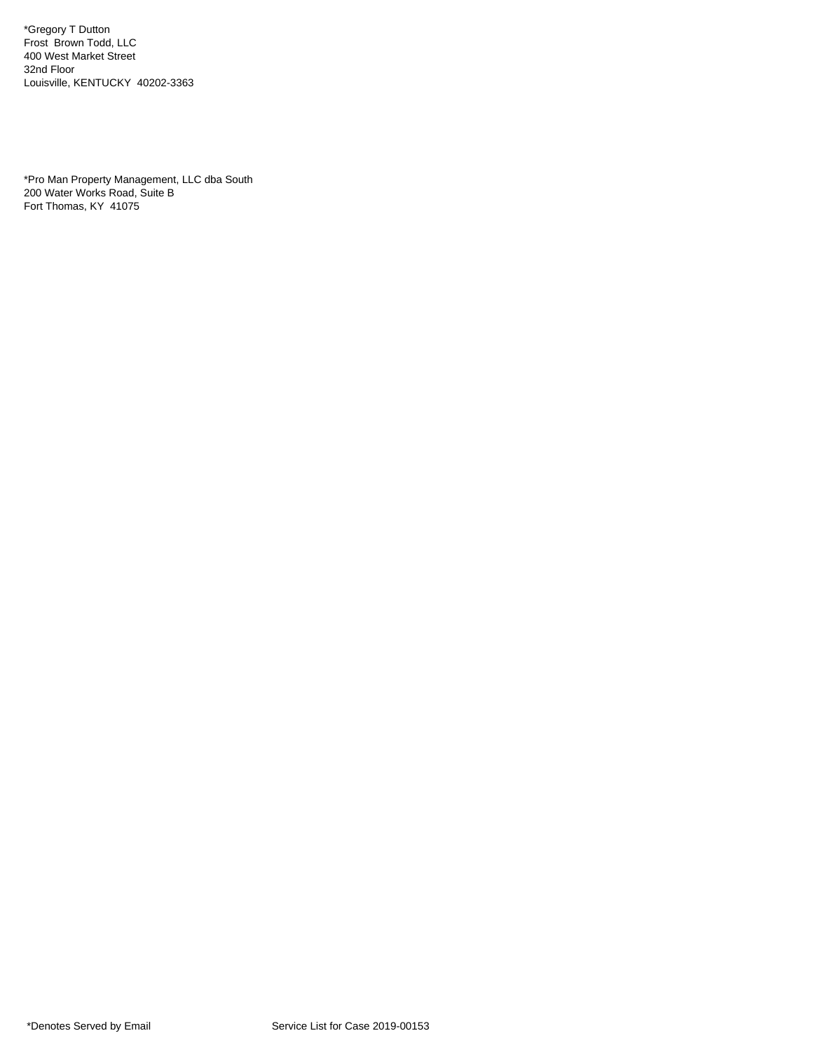*Gregory T Dutton
Frost  Brown Todd, LLC
400 West Market Street
32nd Floor
Louisville, KENTUCKY  40202-3363

*Pro Man Property Management, LLC dba South
200 Water Works Road, Suite B
Fort Thomas, KY  41075

*Denotes Served by Email

Service List for Case 2019-00153